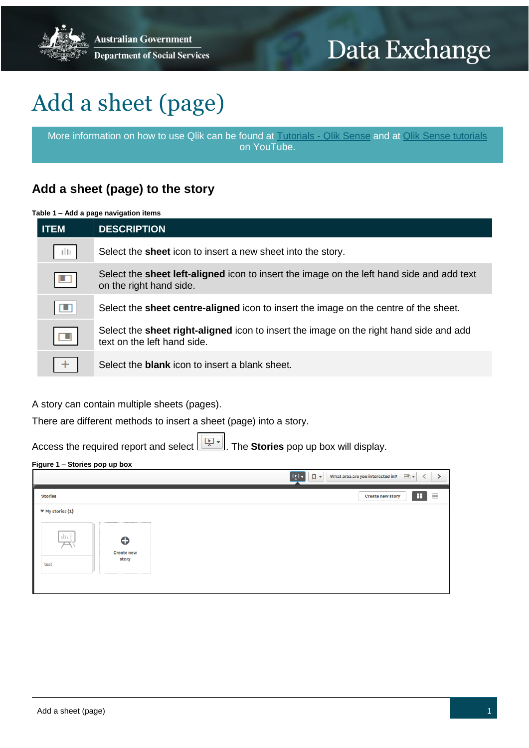# Add a sheet (page)

More information on how to use Qlik can be found at [Tutorials - Qlik Sense] and at [Qlik Sense tutorials] on YouTube.

## Add a sheet (page) to the story

**Table 1 – Add a page navigation items**

| ITEM | DESCRIPTION |
|---|---|
| | Select the **sheet** icon to insert a new sheet into the story. |
| | Select the **sheet left-aligned** icon to insert the image on the left hand side and add text on the right hand side. |
| | Select the **sheet centre-aligned** icon to insert the image on the centre of the sheet. |
| | Select the **sheet right-aligned** icon to insert the image on the right hand side and add text on the left hand side. |
| + | Select the **blank** icon to insert a blank sheet. |

A story can contain multiple sheets (pages).

There are different methods to insert a sheet (page) into a story.

Access the required report and select . The **Stories** pop up box will display.

**Figure 1 – Stories pop up box**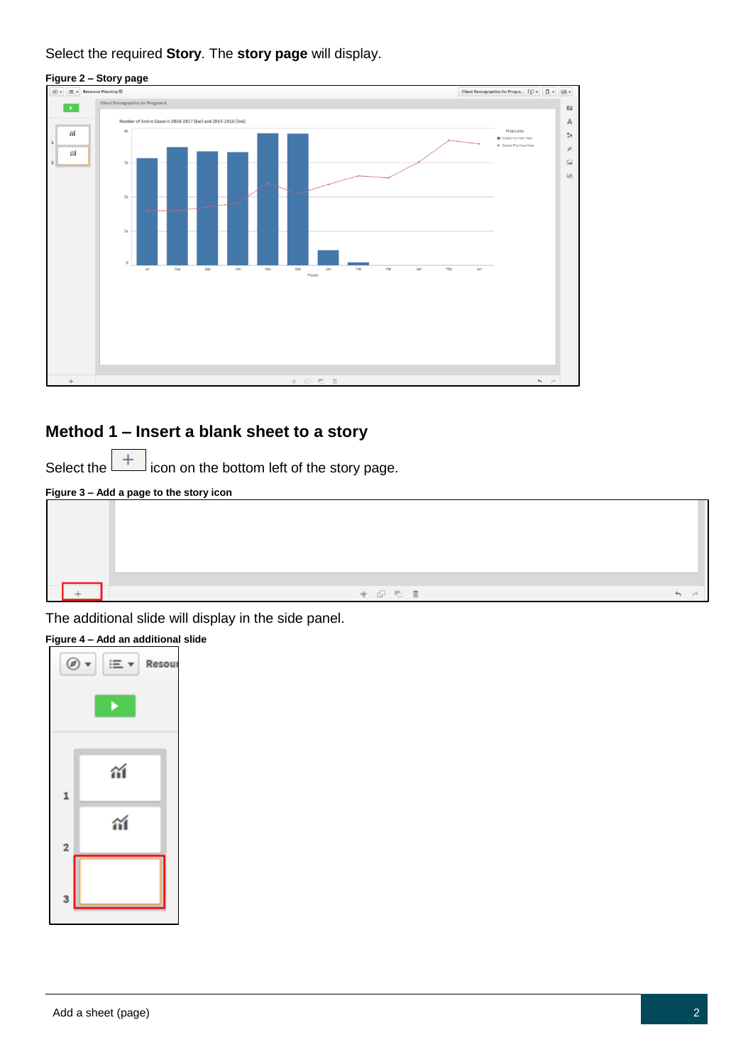Select the required **Story**. The **story page** will display.

**Figure 2 – Story page**

## Method 1 – Insert a blank sheet to a story

Select the + icon on the bottom left of the story page.

**Figure 3 – Add a page to the story icon**

The additional slide will display in the side panel.

**Figure 4 – Add an additional slide**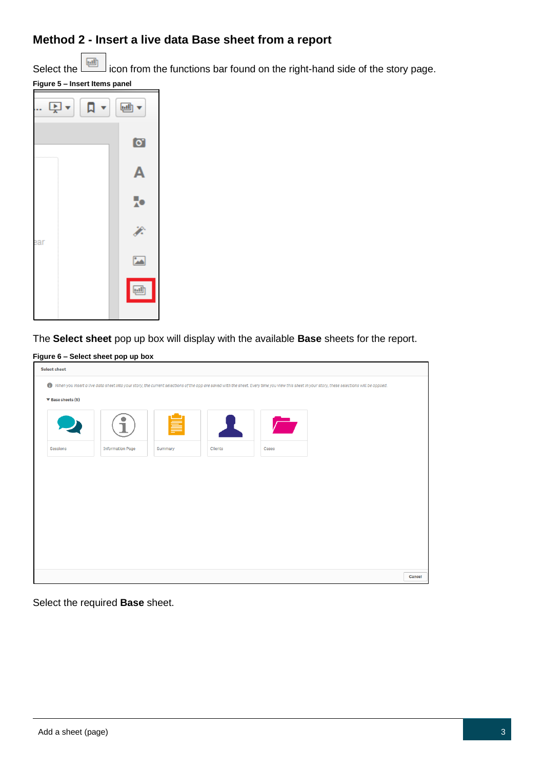## Method 2 - Insert a live data Base sheet from a report

Select the icon from the functions bar found on the right-hand side of the story page.

**Figure 5 – Insert Items panel**

The **Select sheet** pop up box will display with the available **Base** sheets for the report.

**Figure 6 – Select sheet pop up box**

Select the required **Base** sheet.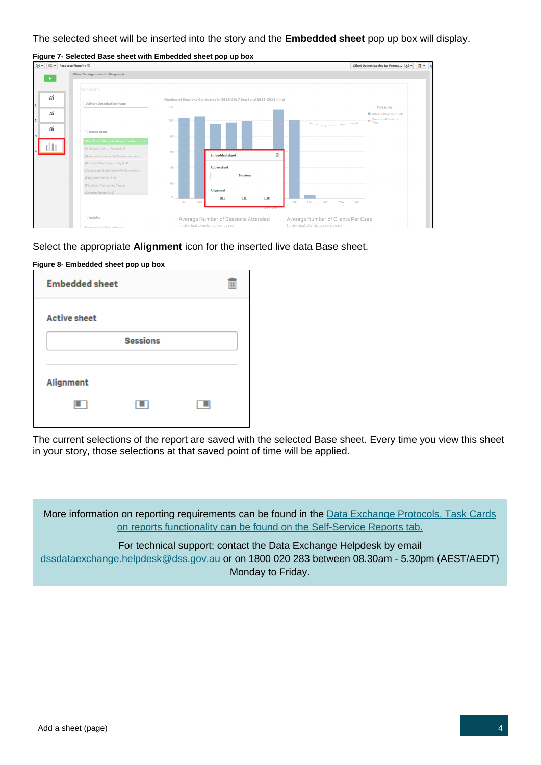The selected sheet will be inserted into the story and the **Embedded sheet** pop up box will display.

**Figure 7- Selected Base sheet with Embedded sheet pop up box**

Select the appropriate **Alignment** icon for the inserted live data Base sheet.

**Figure 8- Embedded sheet pop up box**

The current selections of the report are saved with the selected Base sheet. Every time you view this sheet in your story, those selections at that saved point of time will be applied.

More information on reporting requirements can be found in the [Data Exchange Protocols. Task Cards on reports functionality can be found on the Self-Service Reports tab.]()

For technical support; contact the Data Exchange Helpdesk by email [dssdataexchange.helpdesk@dss.gov.au]() or on 1800 020 283 between 08.30am - 5.30pm (AEST/AEDT) Monday to Friday.